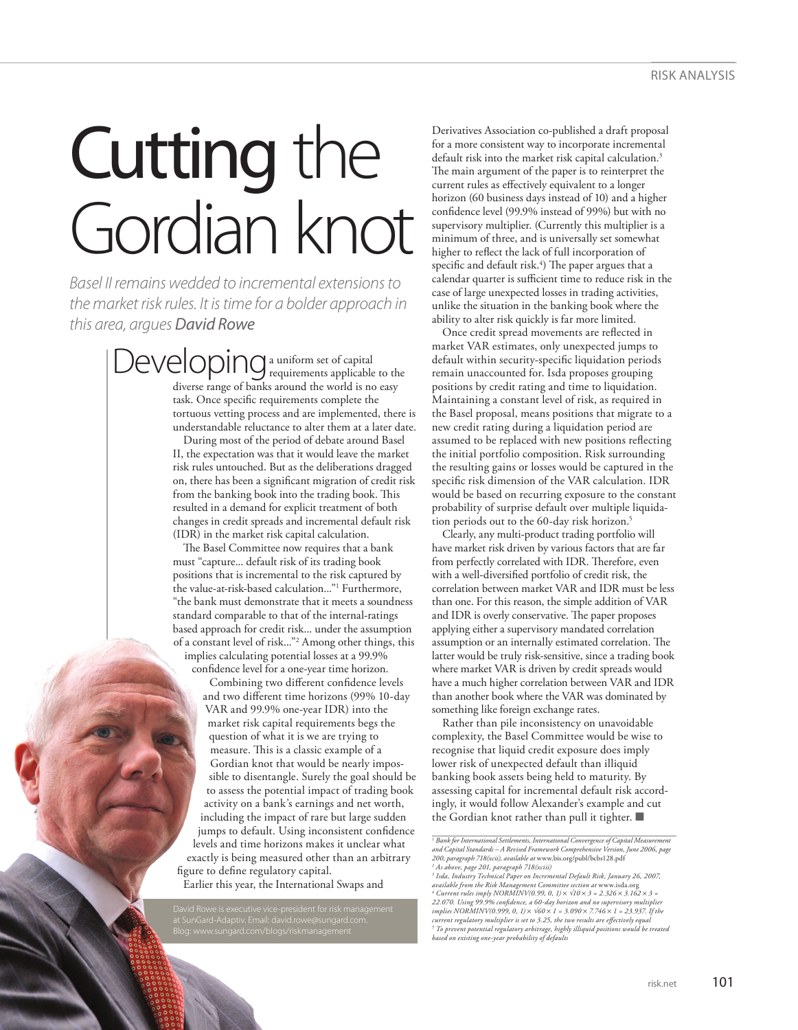# Cutting the Gordian knot

*Basel II remains wedded to incremental extensions to the market risk rules. It is time for a bolder approach in this area, argues **David Rowe***

Developing a uniform set of capital requirements applicable to the diverse range of banks around the world is no easy task. Once specific requirements complete the tortuous vetting process and are implemented, there is understandable reluctance to alter them at a later date.

During most of the period of debate around Basel II, the expectation was that it would leave the market risk rules untouched. But as the deliberations dragged on, there has been a significant migration of credit risk from the banking book into the trading book. This resulted in a demand for explicit treatment of both changes in credit spreads and incremental default risk (IDR) in the market risk capital calculation.

The Basel Committee now requires that a bank must "capture... default risk of its trading book positions that is incremental to the risk captured by the value-at-risk-based calculation..."[1] Furthermore, "the bank must demonstrate that it meets a soundness standard comparable to that of the internal-ratings based approach for credit risk... under the assumption of a constant level of risk..."[2] Among other things, this implies calculating potential losses at a 99.9% confidence level for a one-year time horizon.

Combining two different confidence levels and two different time horizons (99% 10-day VAR and 99.9% one-year IDR) into the market risk capital requirements begs the question of what it is we are trying to measure. This is a classic example of a Gordian knot that would be nearly impossible to disentangle. Surely the goal should be to assess the potential impact of trading book activity on a bank's earnings and net worth, including the impact of rare but large sudden jumps to default. Using inconsistent confidence levels and time horizons makes it unclear what exactly is being measured other than an arbitrary figure to define regulatory capital.

Earlier this year, the International Swaps and Derivatives Association co-published a draft proposal for a more consistent way to incorporate incremental default risk into the market risk capital calculation.[3] The main argument of the paper is to reinterpret the current rules as effectively equivalent to a longer horizon (60 business days instead of 10) and a higher confidence level (99.9% instead of 99%) but with no supervisory multiplier. (Currently this multiplier is a minimum of three, and is universally set somewhat higher to reflect the lack of full incorporation of specific and default risk.[4]) The paper argues that a calendar quarter is sufficient time to reduce risk in the case of large unexpected losses in trading activities, unlike the situation in the banking book where the ability to alter risk quickly is far more limited.

Once credit spread movements are reflected in market VAR estimates, only unexpected jumps to default within security-specific liquidation periods remain unaccounted for. Isda proposes grouping positions by credit rating and time to liquidation. Maintaining a constant level of risk, as required in the Basel proposal, means positions that migrate to a new credit rating during a liquidation period are assumed to be replaced with new positions reflecting the initial portfolio composition. Risk surrounding the resulting gains or losses would be captured in the specific risk dimension of the VAR calculation. IDR would be based on recurring exposure to the constant probability of surprise default over multiple liquidation periods out to the 60-day risk horizon.[5]

Clearly, any multi-product trading portfolio will have market risk driven by various factors that are far from perfectly correlated with IDR. Therefore, even with a well-diversified portfolio of credit risk, the correlation between market VAR and IDR must be less than one. For this reason, the simple addition of VAR and IDR is overly conservative. The paper proposes applying either a supervisory mandated correlation assumption or an internally estimated correlation. The latter would be truly risk-sensitive, since a trading book where market VAR is driven by credit spreads would have a much higher correlation between VAR and IDR than another book where the VAR was dominated by something like foreign exchange rates.

Rather than pile inconsistency on unavoidable complexity, the Basel Committee would be wise to recognise that liquid credit exposure does imply lower risk of unexpected default than illiquid banking book assets being held to maturity. By assessing capital for incremental default risk accordingly, it would follow Alexander's example and cut the Gordian knot rather than pull it tighter. ■

David Rowe is executive vice-president for risk management at SunGard-Adaptiv. Email: david.rowe@sungard.com. Blog: www.sungard.com/blogs/riskmanagement

---

*[1] Bank for International Settlements, International Convergence of Capital Measurement and Capital Standards – A Revised Framework Comprehensive Version, June 2006, page 200, paragraph 718(xcii), available at* www.bis.org/publ/bcbs128.pdf

*[2] As above, page 201, paragraph 718(xciii)*

*[3] Isda, Industry Technical Paper on Incremental Default Risk, January 26, 2007, available from the Risk Management Committee section at* www.isda.org

*[4] Current rules imply NORMINV(0.99, 0, 1) × $\sqrt{10}$ × 3 = 2.326 × 3.162 × 3 = 22.070. Using 99.9% confidence, a 60-day horizon and no supervisory multiplier implies NORMINV(0.999, 0, 1) × $\sqrt{60}$ × 1 = 3.090 × 7.746 × 1 = 23.937. If the current regulatory multiplier is set to 3.25, the two results are effectively equal*

*[5] To prevent potential regulatory arbitrage, highly illiquid positions would be treated based on existing one-year probability of defaults*